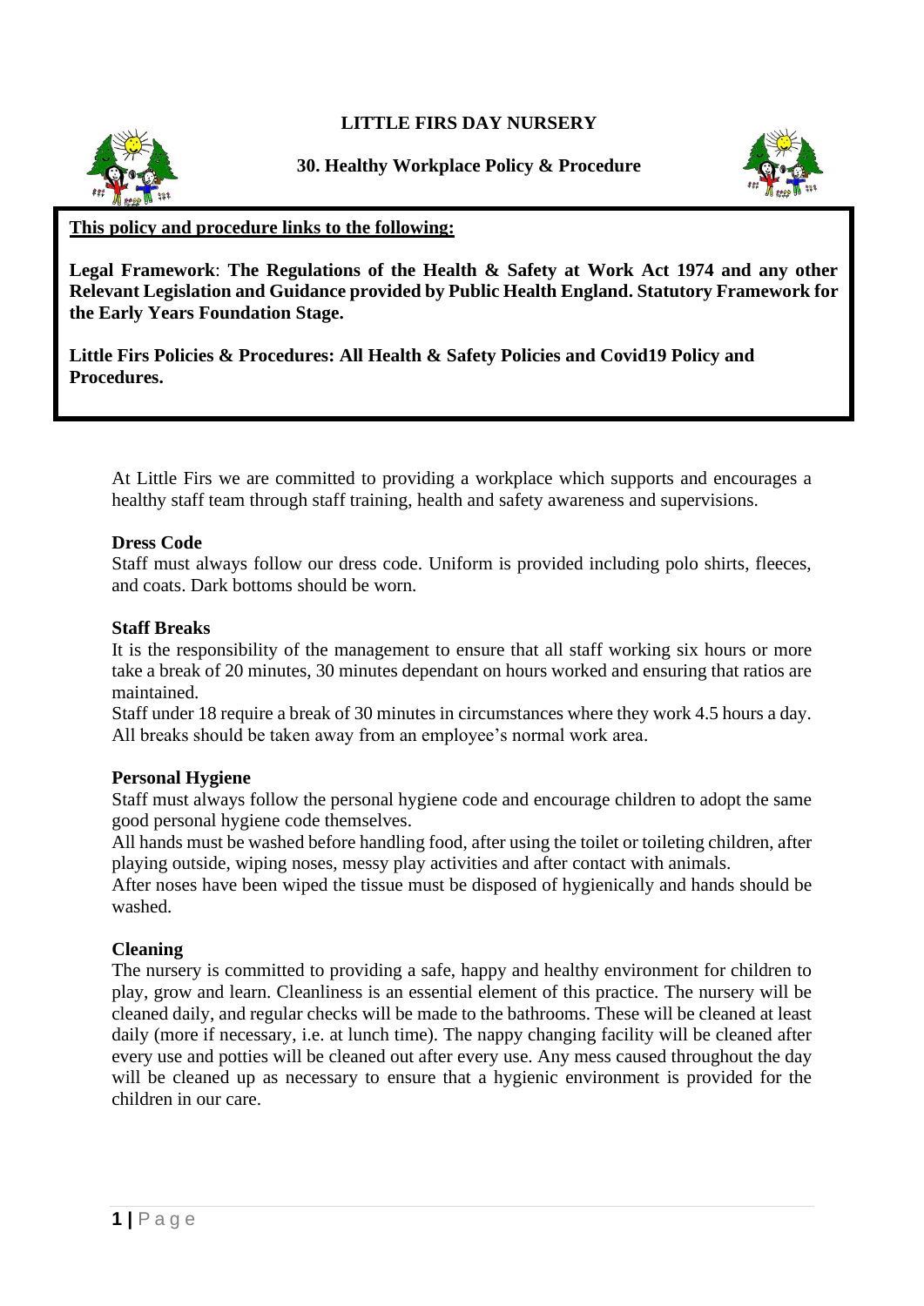**LITTLE FIRS DAY NURSERY**

**30. Healthy Workplace Policy & Procedure**

**<u>This policy and procedure links to the following:</u>**

**Legal Framework**: **The Regulations of the Health & Safety at Work Act 1974 and any other Relevant Legislation and Guidance provided by Public Health England. Statutory Framework for the Early Years Foundation Stage.**

**Little Firs Policies & Procedures: All Health & Safety Policies and Covid19 Policy and Procedures.**

At Little Firs we are committed to providing a workplace which supports and encourages a healthy staff team through staff training, health and safety awareness and supervisions.

**Dress Code**

Staff must always follow our dress code. Uniform is provided including polo shirts, fleeces, and coats. Dark bottoms should be worn.

**Staff Breaks**

It is the responsibility of the management to ensure that all staff working six hours or more take a break of 20 minutes, 30 minutes dependant on hours worked and ensuring that ratios are maintained.

Staff under 18 require a break of 30 minutes in circumstances where they work 4.5 hours a day. All breaks should be taken away from an employee's normal work area.

**Personal Hygiene**

Staff must always follow the personal hygiene code and encourage children to adopt the same good personal hygiene code themselves.

All hands must be washed before handling food, after using the toilet or toileting children, after playing outside, wiping noses, messy play activities and after contact with animals.

After noses have been wiped the tissue must be disposed of hygienically and hands should be washed.

**Cleaning**

The nursery is committed to providing a safe, happy and healthy environment for children to play, grow and learn. Cleanliness is an essential element of this practice. The nursery will be cleaned daily, and regular checks will be made to the bathrooms. These will be cleaned at least daily (more if necessary, i.e. at lunch time). The nappy changing facility will be cleaned after every use and potties will be cleaned out after every use. Any mess caused throughout the day will be cleaned up as necessary to ensure that a hygienic environment is provided for the children in our care.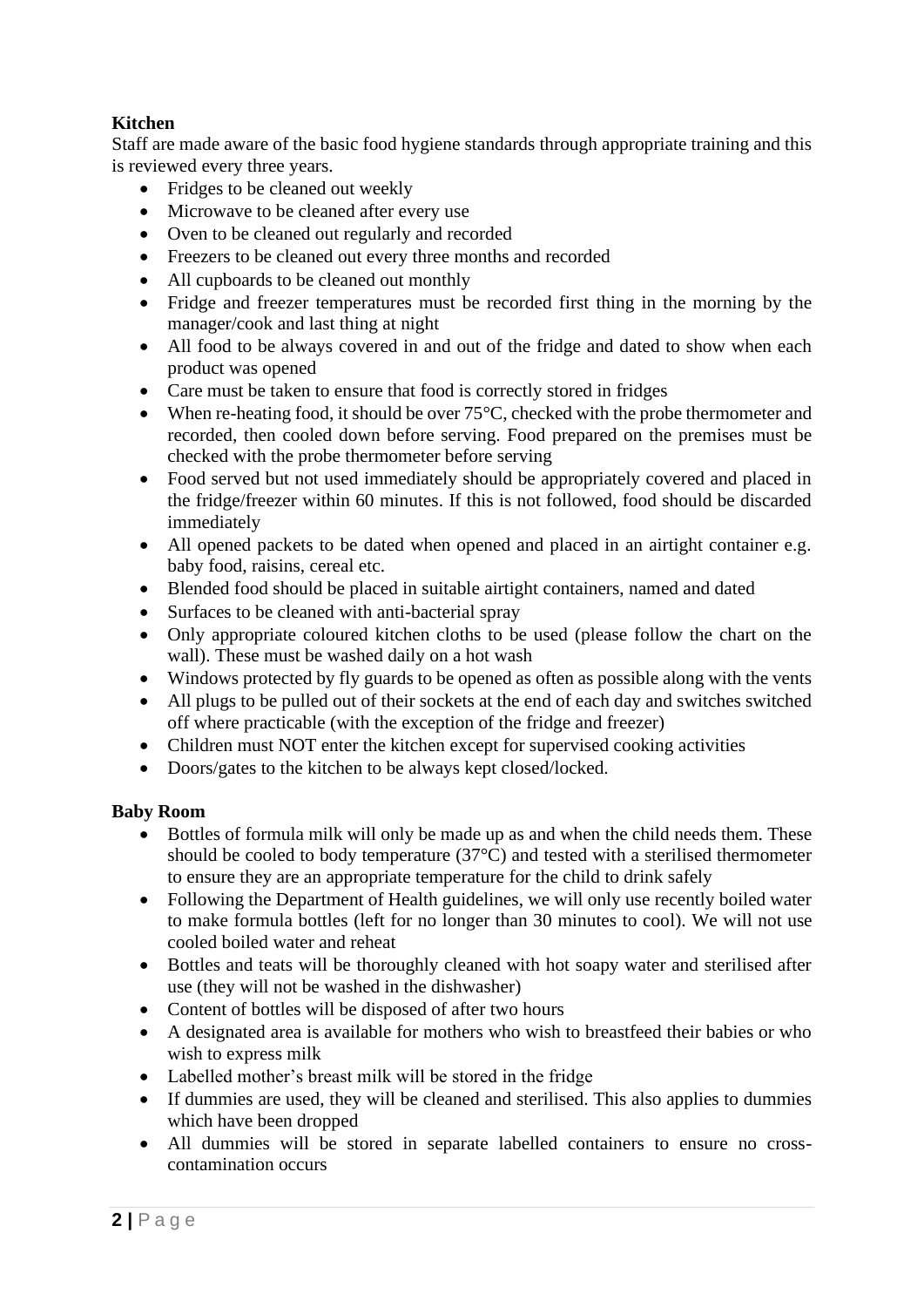**Kitchen**

Staff are made aware of the basic food hygiene standards through appropriate training and this is reviewed every three years.

- Fridges to be cleaned out weekly
- Microwave to be cleaned after every use
- Oven to be cleaned out regularly and recorded
- Freezers to be cleaned out every three months and recorded
- All cupboards to be cleaned out monthly
- Fridge and freezer temperatures must be recorded first thing in the morning by the manager/cook and last thing at night
- All food to be always covered in and out of the fridge and dated to show when each product was opened
- Care must be taken to ensure that food is correctly stored in fridges
- When re-heating food, it should be over 75°C, checked with the probe thermometer and recorded, then cooled down before serving. Food prepared on the premises must be checked with the probe thermometer before serving
- Food served but not used immediately should be appropriately covered and placed in the fridge/freezer within 60 minutes. If this is not followed, food should be discarded immediately
- All opened packets to be dated when opened and placed in an airtight container e.g. baby food, raisins, cereal etc.
- Blended food should be placed in suitable airtight containers, named and dated
- Surfaces to be cleaned with anti-bacterial spray
- Only appropriate coloured kitchen cloths to be used (please follow the chart on the wall). These must be washed daily on a hot wash
- Windows protected by fly guards to be opened as often as possible along with the vents
- All plugs to be pulled out of their sockets at the end of each day and switches switched off where practicable (with the exception of the fridge and freezer)
- Children must NOT enter the kitchen except for supervised cooking activities
- Doors/gates to the kitchen to be always kept closed/locked.

**Baby Room**

- Bottles of formula milk will only be made up as and when the child needs them. These should be cooled to body temperature (37°C) and tested with a sterilised thermometer to ensure they are an appropriate temperature for the child to drink safely
- Following the Department of Health guidelines, we will only use recently boiled water to make formula bottles (left for no longer than 30 minutes to cool). We will not use cooled boiled water and reheat
- Bottles and teats will be thoroughly cleaned with hot soapy water and sterilised after use (they will not be washed in the dishwasher)
- Content of bottles will be disposed of after two hours
- A designated area is available for mothers who wish to breastfeed their babies or who wish to express milk
- Labelled mother's breast milk will be stored in the fridge
- If dummies are used, they will be cleaned and sterilised. This also applies to dummies which have been dropped
- All dummies will be stored in separate labelled containers to ensure no cross-contamination occurs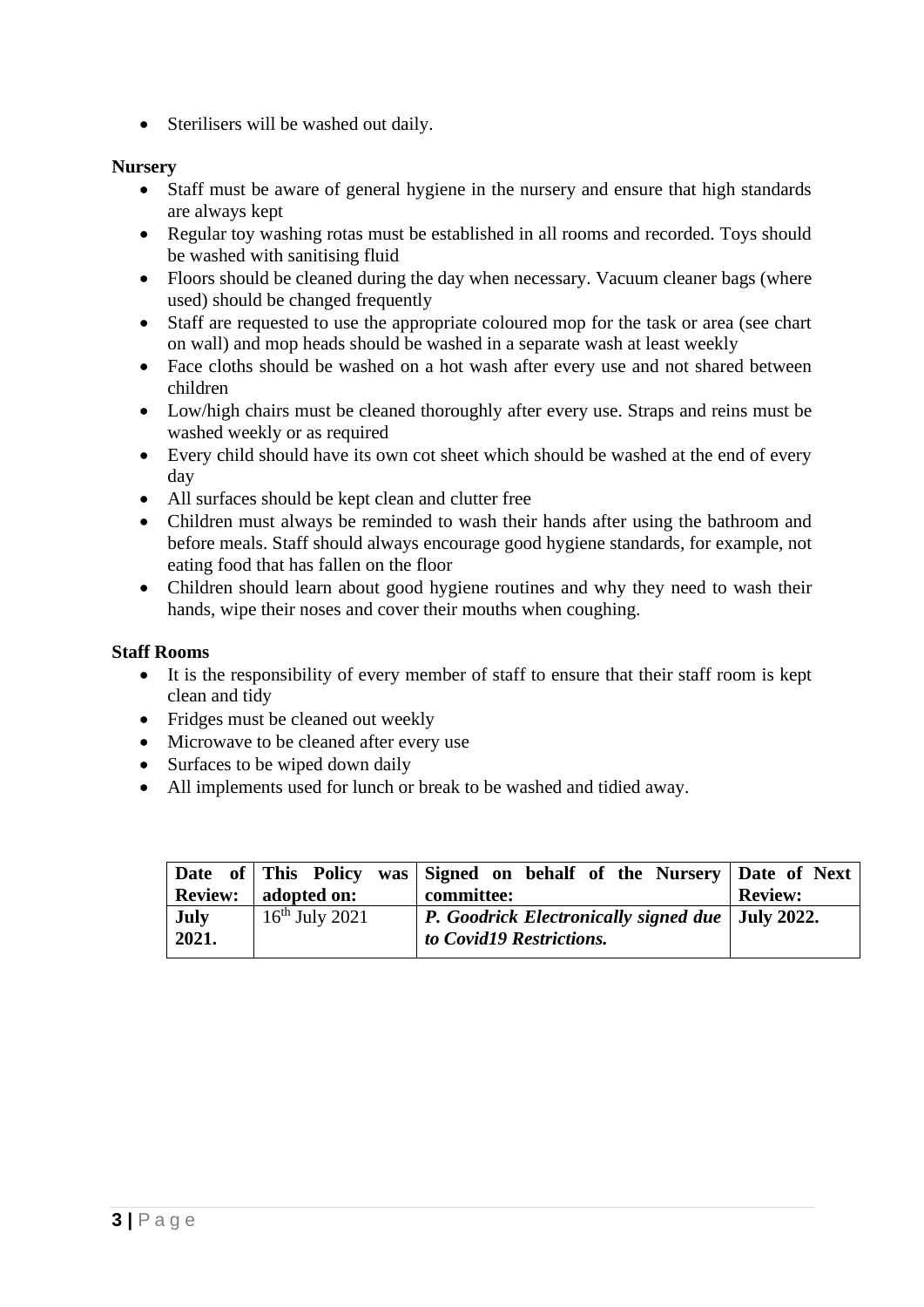- Sterilisers will be washed out daily.

**Nursery**

- Staff must be aware of general hygiene in the nursery and ensure that high standards are always kept
- Regular toy washing rotas must be established in all rooms and recorded. Toys should be washed with sanitising fluid
- Floors should be cleaned during the day when necessary. Vacuum cleaner bags (where used) should be changed frequently
- Staff are requested to use the appropriate coloured mop for the task or area (see chart on wall) and mop heads should be washed in a separate wash at least weekly
- Face cloths should be washed on a hot wash after every use and not shared between children
- Low/high chairs must be cleaned thoroughly after every use. Straps and reins must be washed weekly or as required
- Every child should have its own cot sheet which should be washed at the end of every day
- All surfaces should be kept clean and clutter free
- Children must always be reminded to wash their hands after using the bathroom and before meals. Staff should always encourage good hygiene standards, for example, not eating food that has fallen on the floor
- Children should learn about good hygiene routines and why they need to wash their hands, wipe their noses and cover their mouths when coughing.

**Staff Rooms**

- It is the responsibility of every member of staff to ensure that their staff room is kept clean and tidy
- Fridges must be cleaned out weekly
- Microwave to be cleaned after every use
- Surfaces to be wiped down daily
- All implements used for lunch or break to be washed and tidied away.

| Date of Review: | This Policy was adopted on: | Signed on behalf of the Nursery committee: | Date of Next Review: |
|---|---|---|---|
| **July 2021.** | 16th July 2021 | ***P. Goodrick Electronically signed due to Covid19 Restrictions.*** | **July 2022.** |